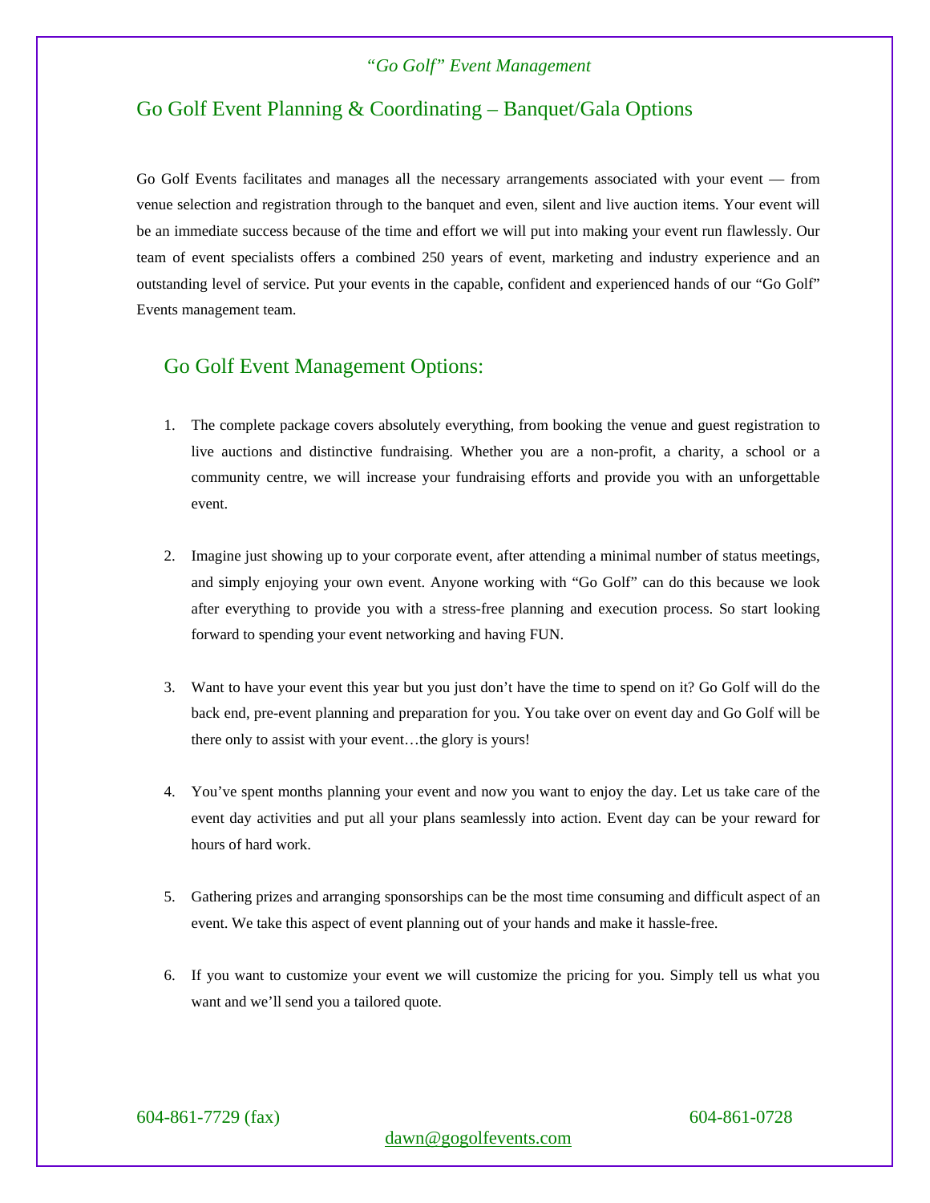*“Go Golf” Event Management*

# Go Golf Event Planning & Coordinating – Banquet/Gala Options

Go Golf Events facilitates and manages all the necessary arrangements associated with your event — from venue selection and registration through to the banquet and even, silent and live auction items. Your event will be an immediate success because of the time and effort we will put into making your event run flawlessly. Our team of event specialists offers a combined 250 years of event, marketing and industry experience and an outstanding level of service. Put your events in the capable, confident and experienced hands of our “Go Golf” Events management team.

## Go Golf Event Management Options:

1. The complete package covers absolutely everything, from booking the venue and guest registration to live auctions and distinctive fundraising. Whether you are a non-profit, a charity, a school or a community centre, we will increase your fundraising efforts and provide you with an unforgettable event.

2. Imagine just showing up to your corporate event, after attending a minimal number of status meetings, and simply enjoying your own event. Anyone working with “Go Golf” can do this because we look after everything to provide you with a stress-free planning and execution process. So start looking forward to spending your event networking and having FUN.

3. Want to have your event this year but you just don’t have the time to spend on it? Go Golf will do the back end, pre-event planning and preparation for you. You take over on event day and Go Golf will be there only to assist with your event…the glory is yours!

4. You’ve spent months planning your event and now you want to enjoy the day. Let us take care of the event day activities and put all your plans seamlessly into action. Event day can be your reward for hours of hard work.

5. Gathering prizes and arranging sponsorships can be the most time consuming and difficult aspect of an event. We take this aspect of event planning out of your hands and make it hassle-free.

6. If you want to customize your event we will customize the pricing for you. Simply tell us what you want and we’ll send you a tailored quote.

604-861-7729 (fax) 604-861-0728

dawn@gogolfevents.com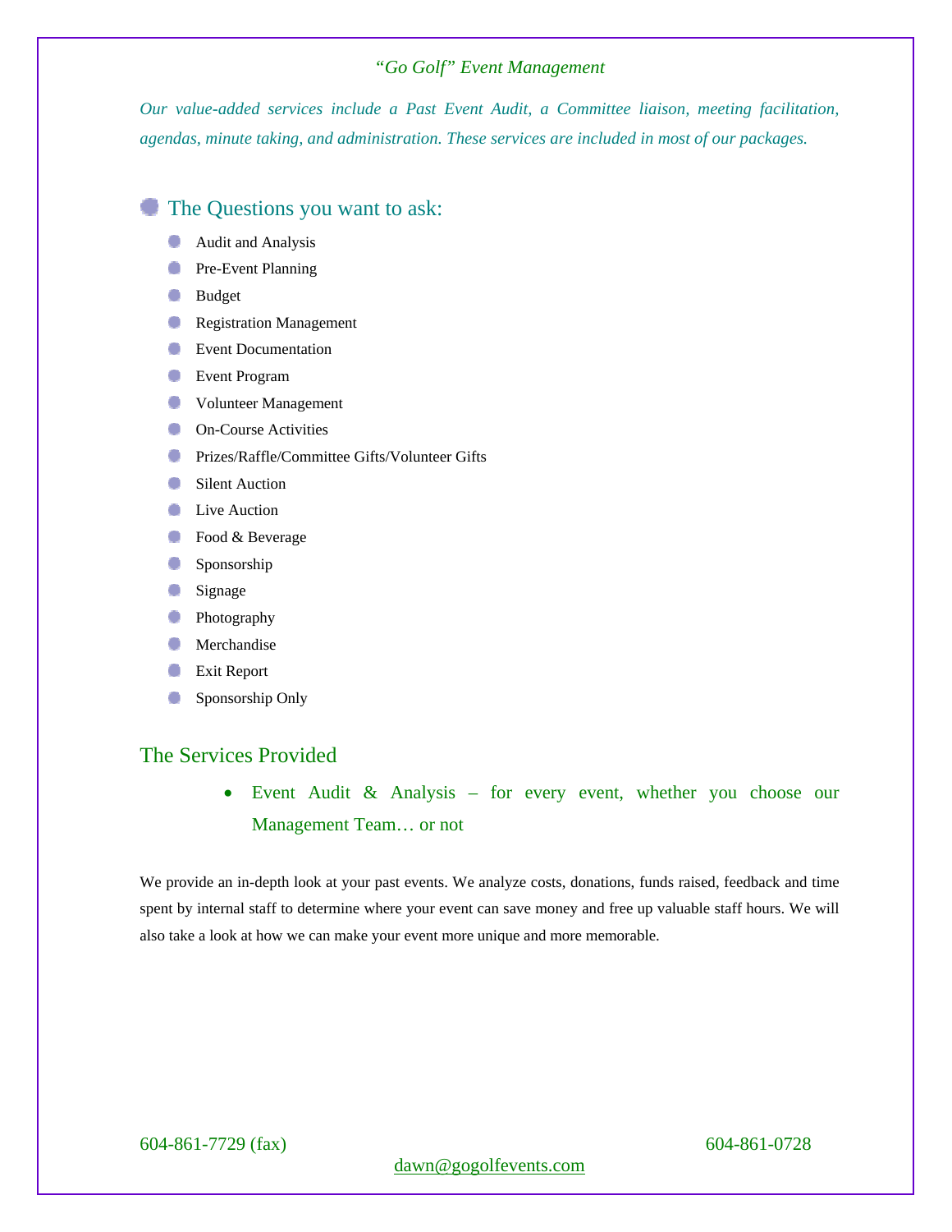*“Go Golf” Event Management*

*Our value-added services include a Past Event Audit, a Committee liaison, meeting facilitation, agendas, minute taking, and administration. These services are included in most of our packages.*

## The Questions you want to ask:

- Audit and Analysis
- Pre-Event Planning
- Budget
- Registration Management
- Event Documentation
- Event Program
- Volunteer Management
- On-Course Activities
- Prizes/Raffle/Committee Gifts/Volunteer Gifts
- Silent Auction
- Live Auction
- Food & Beverage
- Sponsorship
- Signage
- Photography
- Merchandise
- Exit Report
- Sponsorship Only

## The Services Provided

- Event Audit & Analysis – for every event, whether you choose our Management Team… or not

We provide an in-depth look at your past events. We analyze costs, donations, funds raised, feedback and time spent by internal staff to determine where your event can save money and free up valuable staff hours. We will also take a look at how we can make your event more unique and more memorable.

604-861-7729 (fax) 604-861-0728

dawn@gogolfevents.com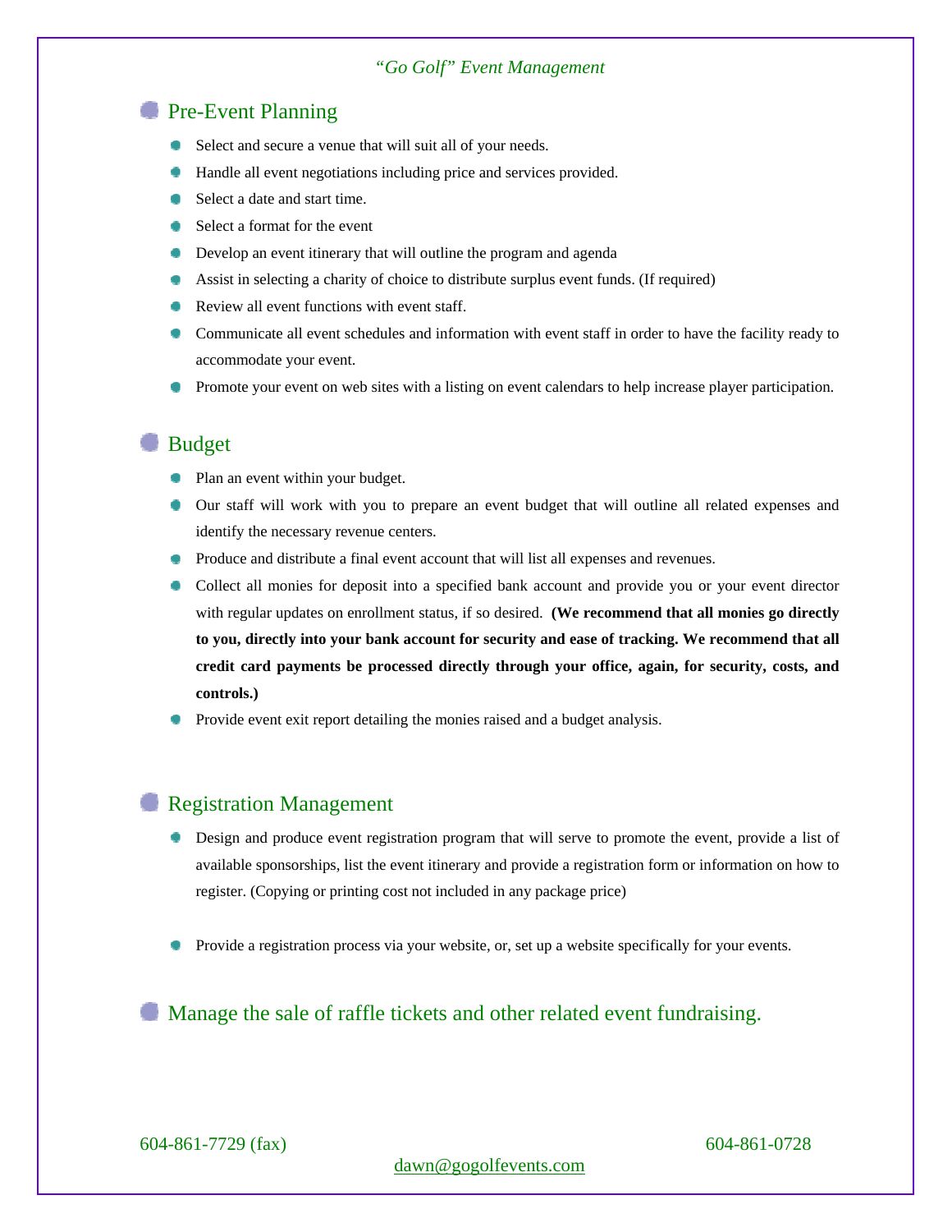*"Go Golf" Event Management*

## Pre-Event Planning

- Select and secure a venue that will suit all of your needs.
- Handle all event negotiations including price and services provided.
- Select a date and start time.
- Select a format for the event
- Develop an event itinerary that will outline the program and agenda
- Assist in selecting a charity of choice to distribute surplus event funds. (If required)
- Review all event functions with event staff.
- Communicate all event schedules and information with event staff in order to have the facility ready to accommodate your event.
- Promote your event on web sites with a listing on event calendars to help increase player participation.

## Budget

- Plan an event within your budget.
- Our staff will work with you to prepare an event budget that will outline all related expenses and identify the necessary revenue centers.
- Produce and distribute a final event account that will list all expenses and revenues.
- Collect all monies for deposit into a specified bank account and provide you or your event director with regular updates on enrollment status, if so desired. **(We recommend that all monies go directly to you, directly into your bank account for security and ease of tracking. We recommend that all credit card payments be processed directly through your office, again, for security, costs, and controls.)**
- Provide event exit report detailing the monies raised and a budget analysis.

## Registration Management

- Design and produce event registration program that will serve to promote the event, provide a list of available sponsorships, list the event itinerary and provide a registration form or information on how to register. (Copying or printing cost not included in any package price)
- Provide a registration process via your website, or, set up a website specifically for your events.

## Manage the sale of raffle tickets and other related event fundraising.

604-861-7729 (fax) 604-861-0728

dawn@gogolfevents.com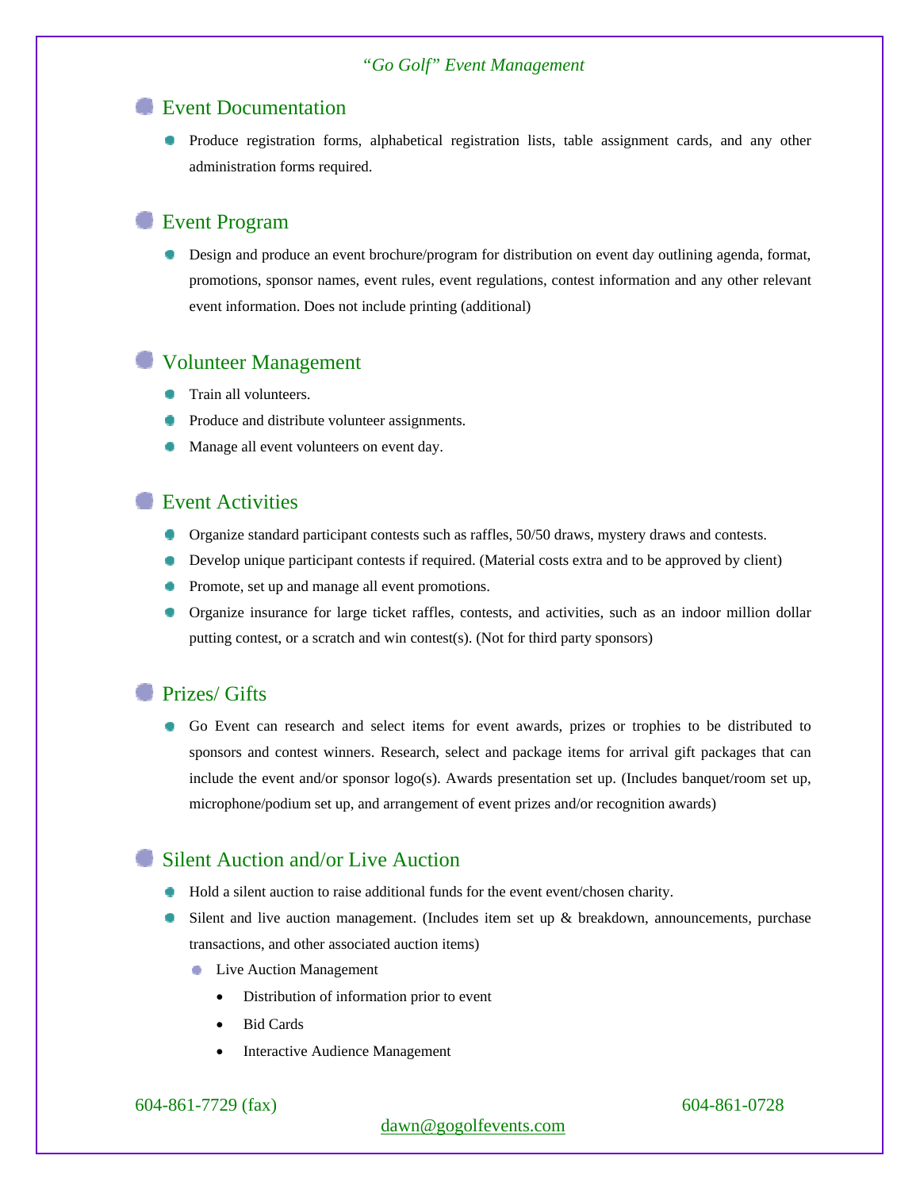*"Go Golf" Event Management*

## Event Documentation

- Produce registration forms, alphabetical registration lists, table assignment cards, and any other administration forms required.

## Event Program

- Design and produce an event brochure/program for distribution on event day outlining agenda, format, promotions, sponsor names, event rules, event regulations, contest information and any other relevant event information. Does not include printing (additional)

## Volunteer Management

- Train all volunteers.
- Produce and distribute volunteer assignments.
- Manage all event volunteers on event day.

## Event Activities

- Organize standard participant contests such as raffles, 50/50 draws, mystery draws and contests.
- Develop unique participant contests if required. (Material costs extra and to be approved by client)
- Promote, set up and manage all event promotions.
- Organize insurance for large ticket raffles, contests, and activities, such as an indoor million dollar putting contest, or a scratch and win contest(s). (Not for third party sponsors)

## Prizes/ Gifts

- Go Event can research and select items for event awards, prizes or trophies to be distributed to sponsors and contest winners. Research, select and package items for arrival gift packages that can include the event and/or sponsor logo(s). Awards presentation set up. (Includes banquet/room set up, microphone/podium set up, and arrangement of event prizes and/or recognition awards)

## Silent Auction and/or Live Auction

- Hold a silent auction to raise additional funds for the event event/chosen charity.
- Silent and live auction management. (Includes item set up & breakdown, announcements, purchase transactions, and other associated auction items)
  - Live Auction Management
    - Distribution of information prior to event
    - Bid Cards
    - Interactive Audience Management

604-861-7729 (fax) 604-861-0728

dawn@gogolfevents.com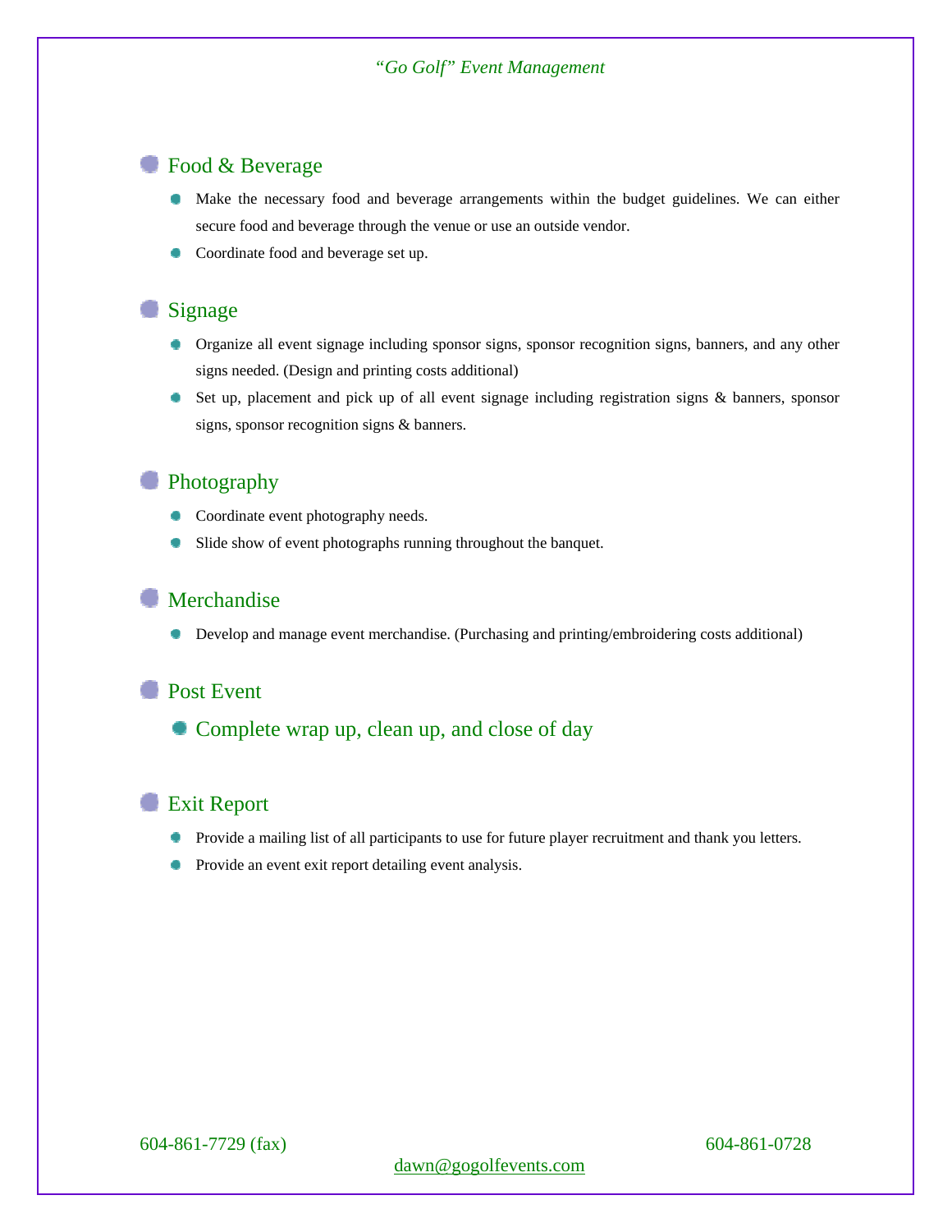## Food & Beverage

- Make the necessary food and beverage arrangements within the budget guidelines. We can either secure food and beverage through the venue or use an outside vendor.
- Coordinate food and beverage set up.

## Signage

- Organize all event signage including sponsor signs, sponsor recognition signs, banners, and any other signs needed. (Design and printing costs additional)
- Set up, placement and pick up of all event signage including registration signs & banners, sponsor signs, sponsor recognition signs & banners.

## Photography

- Coordinate event photography needs.
- Slide show of event photographs running throughout the banquet.

## Merchandise

- Develop and manage event merchandise. (Purchasing and printing/embroidering costs additional)

## Post Event

- Complete wrap up, clean up, and close of day

## Exit Report

- Provide a mailing list of all participants to use for future player recruitment and thank you letters.
- Provide an event exit report detailing event analysis.

604-861-7729 (fax) 604-861-0728

dawn@gogolfevents.com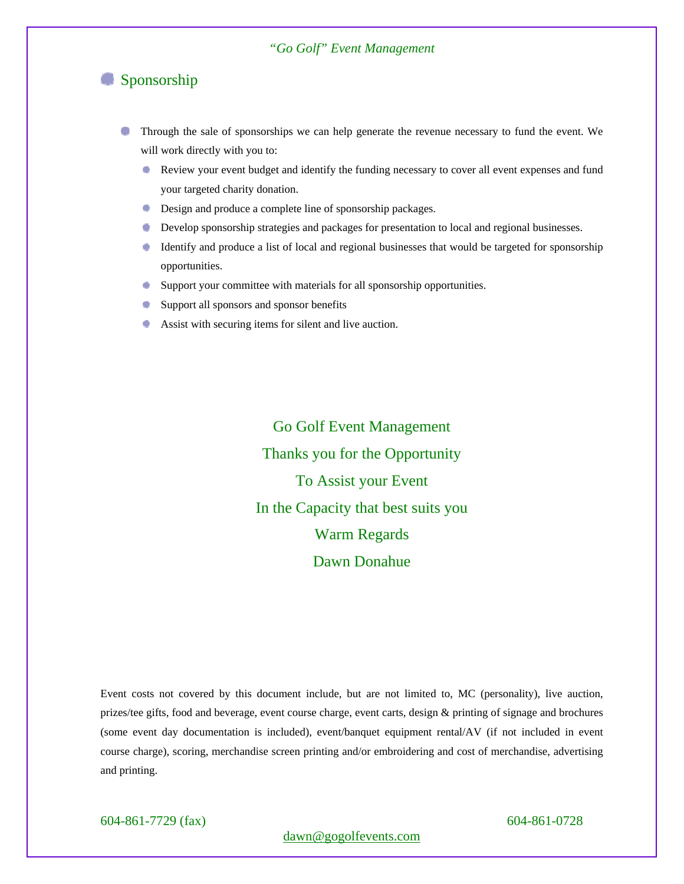## Sponsorship

- Through the sale of sponsorships we can help generate the revenue necessary to fund the event. We will work directly with you to:
  - Review your event budget and identify the funding necessary to cover all event expenses and fund your targeted charity donation.
  - Design and produce a complete line of sponsorship packages.
  - Develop sponsorship strategies and packages for presentation to local and regional businesses.
  - Identify and produce a list of local and regional businesses that would be targeted for sponsorship opportunities.
  - Support your committee with materials for all sponsorship opportunities.
  - Support all sponsors and sponsor benefits
  - Assist with securing items for silent and live auction.

Go Golf Event Management

Thanks you for the Opportunity

To Assist your Event

In the Capacity that best suits you

Warm Regards

Dawn Donahue

Event costs not covered by this document include, but are not limited to, MC (personality), live auction, prizes/tee gifts, food and beverage, event course charge, event carts, design & printing of signage and brochures (some event day documentation is included), event/banquet equipment rental/AV (if not included in event course charge), scoring, merchandise screen printing and/or embroidering and cost of merchandise, advertising and printing.

604-861-7729 (fax) 604-861-0728

dawn@gogolfevents.com